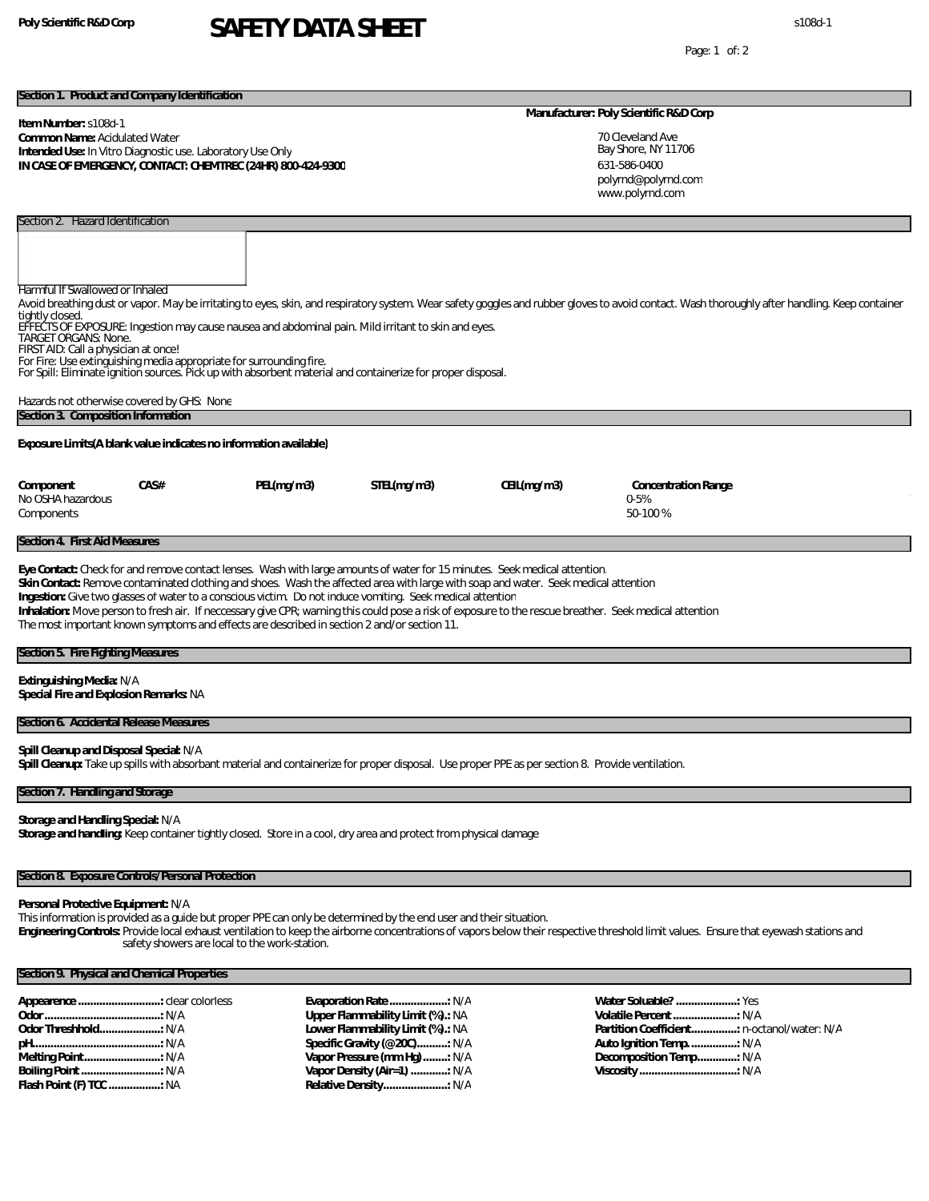# SAFETY DATA SHEET

Poly Scientific R&D Corp

s108d-1

## Section 1. Product and Company Identification

**Item Number:** s108d-1
**Common Name:** Acidulated Water
**Intended Use:** In Vitro Diagnostic use. Laboratory Use Only
**IN CASE OF EMERGENCY, CONTACT: CHEMTREC (24HR) 800-424-9300**

**Manufacturer: Poly Scientific R&D Corp**

70 Cleveland Ave
Bay Shore, NY 11706
631-586-0400
polyrnd@polyrnd.com
www.polyrnd.com

## Section 2. Hazard Identification

Harmful If Swallowed or Inhaled

Avoid breathing dust or vapor. May be irritating to eyes, skin, and respiratory system. Wear safety goggles and rubber gloves to avoid contact. Wash thoroughly after handling. Keep container tightly closed.
EFFECTS OF EXPOSURE: Ingestion may cause nausea and abdominal pain. Mild irritant to skin and eyes.
TARGET ORGANS: None.
FIRST AID: Call a physician at once!
For Fire: Use extinguishing media appropriate for surrounding fire.
For Spill: Eliminate ignition sources. Pick up with absorbent material and containerize for proper disposal.

Hazards not otherwise covered by GHS: None

## Section 3. Composition Information

**Exposure Limits(A blank value indicates no information available)**

| Component | CAS# | PEL(mg/m3) | STEL(mg/m3) | CEIL(mg/m3) | Concentration Range |
|---|---|---|---|---|---|
| No OSHA hazardous Components | | | | | 0-5% |
| | | | | | 50-100 % |

## Section 4. First Aid Measures

**Eye Contact:** Check for and remove contact lenses. Wash with large amounts of water for 15 minutes. Seek medical attention.
**Skin Contact:** Remove contaminated clothing and shoes. Wash the affected area with large with soap and water. Seek medical attention
**Ingestion:** Give two glasses of water to a conscious victim. Do not induce vomiting. Seek medical attention
**Inhalation:** Move person to fresh air. If neccessary give CPR; warning this could pose a risk of exposure to the rescue breather. Seek medical attention
The most important known symptoms and effects are described in section 2 and/or section 11.

## Section 5. Fire Fighting Measures

**Extinguishing Media:** N/A
**Special Fire and Explosion Remarks:** NA

## Section 6. Accidental Release Measures

**Spill Cleanup and Disposal Special:** N/A
**Spill Cleanup:** Take up spills with absorbant material and containerize for proper disposal. Use proper PPE as per section 8. Provide ventilation.

## Section 7. Handling and Storage

**Storage and Handling Special:** N/A
**Storage and handling:** Keep container tightly closed. Store in a cool, dry area and protect from physical damage

## Section 8. Exposure Controls/Personal Protection

**Personal Protective Equipment:** N/A
This information is provided as a guide but proper PPE can only be determined by the end user and their situation.
**Engineering Controls:** Provide local exhaust ventilation to keep the airborne concentrations of vapors below their respective threshold limit values. Ensure that eyewash stations and safety showers are local to the work-station.

## Section 9. Physical and Chemical Properties

**Appearence ...........................:** clear colorless
**Odor.......................................:** N/A
**Odor Threshhold.....................:** N/A
**pH..........................................:** N/A
**Melting Point...........................:** N/A
**Boiling Point ...........................:** N/A
**Flash Point (F) TCC .................:** NA

**Evaporation Rate ...................:** N/A
**Upper Flammability Limit (%)..:** NA
**Lower Flammability Limit (%)..:** NA
**Specific Gravity (@20C)..........:** N/A
**Vapor Pressure (mm Hg)........:** N/A
**Vapor Density (Air=1) ............:** N/A
**Relative Density.....................:** N/A

**Water Soluable? ....................:** Yes
**Volatile Percent .....................:** N/A
**Partition Coefficient...............:** n-octanol/water: N/A
**Auto Ignition Temp. ................:** N/A
**Decomposition Temp.............:** N/A
**Viscosity ................................:** N/A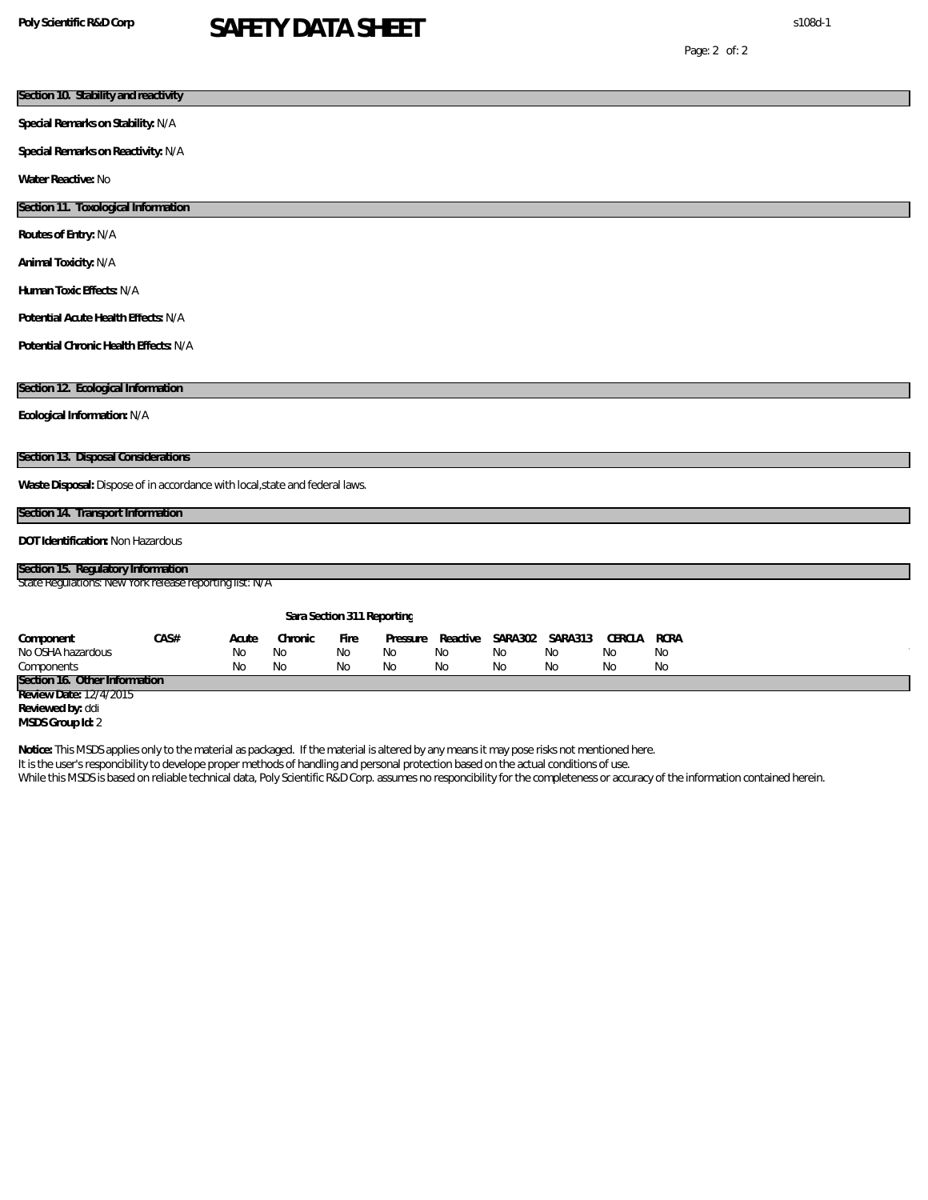## Section 10. Stability and reactivity

**Special Remarks on Stability:** N/A

**Special Remarks on Reactivity:** N/A

**Water Reactive:** No

## Section 11. Toxological Information

**Routes of Entry:** N/A

**Animal Toxicity:** N/A

**Human Toxic Effects:** N/A

**Potential Acute Health Effects:** N/A

**Potential Chronic Health Effects:** N/A

## Section 12. Ecological Information

**Ecological Information:** N/A

## Section 13. Disposal Considerations

**Waste Disposal:** Dispose of in accordance with local,state and federal laws.

## Section 14. Transport Information

**DOT Identification:** Non Hazardous

## Section 15. Regulatory Information

State Regulations: New York release reporting list: N/A

**Sara Section 311 Reporting**

| Component | CAS# | Acute | Chronic | Fire | Pressure | Reactive | SARA302 | SARA313 | CERCLA | RCRA |
|---|---|---|---|---|---|---|---|---|---|---|
| No OSHA hazardous Components | | No No | No No | No No | No No | No No | No No | No No | No No | No No |

## Section 16. Other Information

**Review Date:** 12/4/2015

**Reviewed by:** ddi

**MSDS Group Id:** 2

**Notice:** This MSDS applies only to the material as packaged. If the material is altered by any means it may pose risks not mentioned here.
It is the user's responcibility to develope proper methods of handling and personal protection based on the actual conditions of use.
While this MSDS is based on reliable technical data, Poly Scientific R&D Corp. assumes no responcibility for the completeness or accuracy of the information contained herein.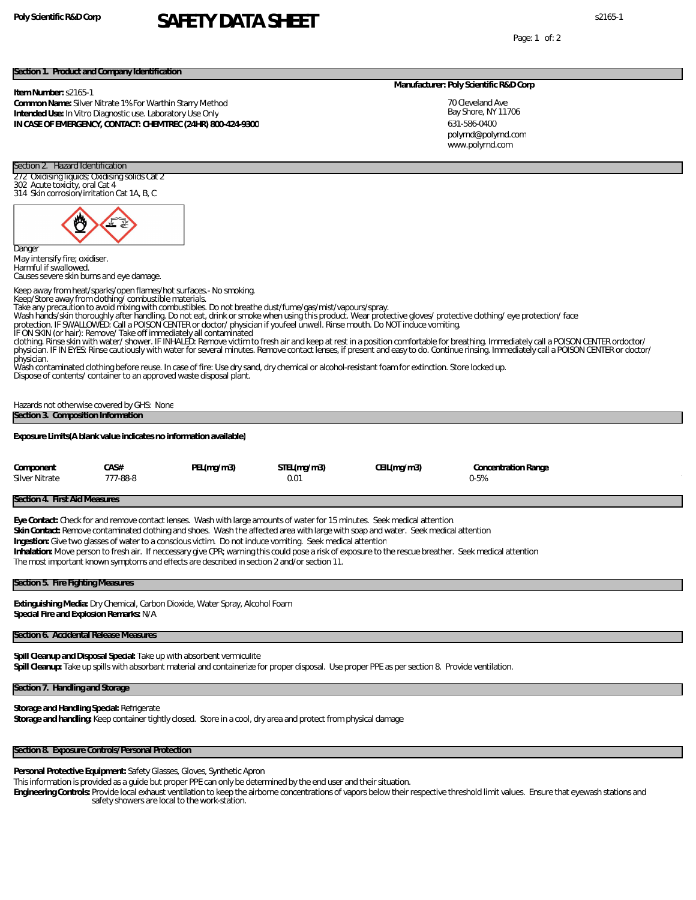**Poly Scientific R&D Corp**

# SAFETY DATA SHEET

s2165-1

## Section 1. Product and Company Identification

**Item Number:** s2165-1
**Common Name:** Silver Nitrate 1% For Warthin Starry Method
**Intended Use:** In Vitro Diagnostic use. Laboratory Use Only
**IN CASE OF EMERGENCY, CONTACT: CHEMTREC (24HR) 800-424-9300**

**Manufacturer: Poly Scientific R&D Corp**

70 Cleveland Ave
Bay Shore, NY 11706
631-586-0400
polyrnd@polyrnd.com
www.polyrnd.com

## Section 2. Hazard Identification

272 Oxidising liquids; Oxidising solids Cat 2
302 Acute toxicity, oral Cat 4
314 Skin corrosion/irritation Cat 1A, B, C

Danger
May intensify fire; oxidiser.
Harmful if swallowed.
Causes severe skin burns and eye damage.

Keep away from heat/sparks/open flames/hot surfaces.- No smoking.
Keep/Store away from clothing/ combustible materials.
Take any precaution to avoid mixing with combustibles. Do not breathe dust/fume/gas/mist/vapours/spray.
Wash hands/skin thoroughly after handling. Do not eat, drink or smoke when using this product. Wear protective gloves/ protective clothing/ eye protection/ face protection. IF SWALLOWED: Call a POISON CENTER or doctor/ physician if youfeel unwell. Rinse mouth. Do NOT induce vomiting.
IF ON SKIN (or hair): Remove/ Take off immediately all contaminated clothing. Rinse skin with water/ shower. IF INHALED: Remove victim to fresh air and keep at rest in a position comfortable for breathing. Immediately call a POISON CENTER ordoctor/ physician. IF IN EYES: Rinse cautiously with water for several minutes. Remove contact lenses, if present and easy to do. Continue rinsing. Immediately call a POISON CENTER or doctor/ physician.
Wash contaminated clothing before reuse. In case of fire: Use dry sand, dry chemical or alcohol-resistant foam for extinction. Store locked up.
Dispose of contents/ container to an approved waste disposal plant.

Hazards not otherwise covered by GHS: None

## Section 3. Composition Information

**Exposure Limits(A blank value indicates no information available)**

| Component | CAS# | PEL(mg/m3) | STEL(mg/m3) | CEIL(mg/m3) | Concentration Range |
|---|---|---|---|---|---|
| Silver Nitrate | 777-88-8 | | 0.01 | | 0-5% |

## Section 4. First Aid Measures

**Eye Contact:** Check for and remove contact lenses. Wash with large amounts of water for 15 minutes. Seek medical attention.
**Skin Contact:** Remove contaminated clothing and shoes. Wash the affected area with large with soap and water. Seek medical attention
**Ingestion:** Give two glasses of water to a conscious victim. Do not induce vomiting. Seek medical attention
**Inhalation:** Move person to fresh air. If neccessary give CPR; warning this could pose a risk of exposure to the rescue breather. Seek medical attention
The most important known symptoms and effects are described in section 2 and/or section 11.

## Section 5. Fire Fighting Measures

**Extinguishing Media:** Dry Chemical, Carbon Dioxide, Water Spray, Alcohol Foam
**Special Fire and Explosion Remarks:** N/A

## Section 6. Accidental Release Measures

**Spill Cleanup and Disposal Special:** Take up with absorbent vermiculite
**Spill Cleanup:** Take up spills with absorbant material and containerize for proper disposal. Use proper PPE as per section 8. Provide ventilation.

## Section 7. Handling and Storage

**Storage and Handling Special:** Refrigerate
**Storage and handling:** Keep container tightly closed. Store in a cool, dry area and protect from physical damage

## Section 8. Exposure Controls/Personal Protection

**Personal Protective Equipment:** Safety Glasses, Gloves, Synthetic Apron
This information is provided as a guide but proper PPE can only be determined by the end user and their situation.
**Engineering Controls:** Provide local exhaust ventilation to keep the airborne concentrations of vapors below their respective threshold limit values. Ensure that eyewash stations and safety showers are local to the work-station.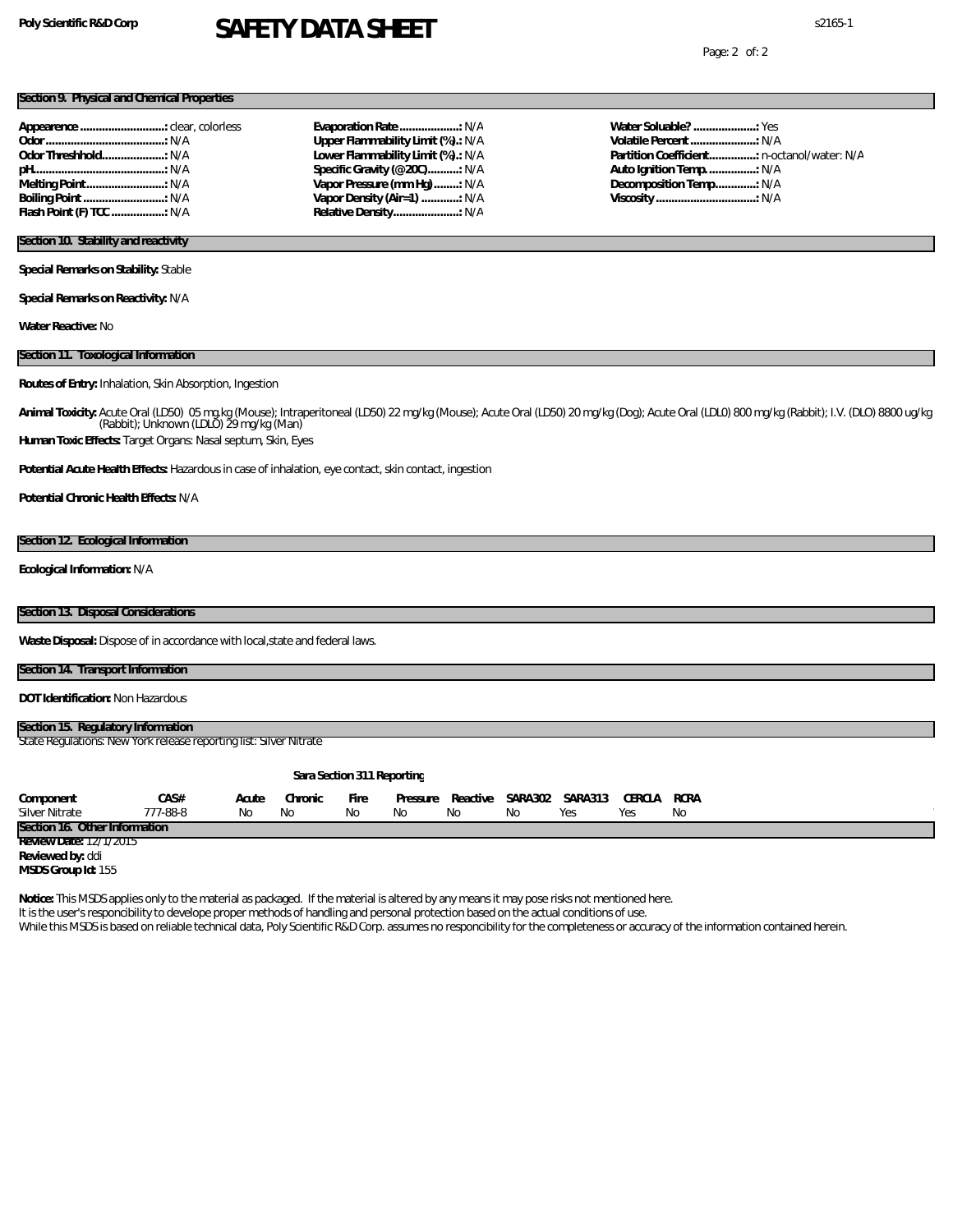**Poly Scientific R&D Corp**

# SAFETY DATA SHEET

s2165-1

## Section 9. Physical and Chemical Properties

**Appearence............................:** clear, colorless
**Odor......................................:** N/A
**Odor Threshhold....................:** N/A
**pH.........................................:** N/A
**Melting Point..........................:** N/A
**Boiling Point...........................:** N/A
**Flash Point (F) TCC.................:** N/A

**Evaporation Rate....................:** N/A
**Upper Flammability Limit (%)..:** N/A
**Lower Flammability Limit (%)..:** N/A
**Specific Gravity (@20C)..........:** N/A
**Vapor Pressure (mm Hg).........:** N/A
**Vapor Density (Air=1).............:** N/A
**Relative Density.....................:** N/A

**Water Soluable?.....................:** Yes
**Volatile Percent......................:** N/A
**Partition Coefficient................:** n-octanol/water: N/A
**Auto Ignition Temp..................:** N/A
**Decomposition Temp..............:** N/A
**Viscosity.................................:** N/A

## Section 10. Stability and reactivity

**Special Remarks on Stability:** Stable

**Special Remarks on Reactivity:** N/A

**Water Reactive:** No

## Section 11. Toxological Information

**Routes of Entry:** Inhalation, Skin Absorption, Ingestion

**Animal Toxicity:** Acute Oral (LD50) 05 mg.kg (Mouse); Intraperitoneal (LD50) 22 mg/kg (Mouse); Acute Oral (LD50) 20 mg/kg (Dog); Acute Oral (LDL0) 800 mg/kg (Rabbit); I.V. (DLO) 8800 ug/kg (Rabbit); Unknown (LDLO) 29 mg/kg (Man)

**Human Toxic Effects:** Target Organs: Nasal septum, Skin, Eyes

**Potential Acute Health Effects:** Hazardous in case of inhalation, eye contact, skin contact, ingestion

**Potential Chronic Health Effects:** N/A

## Section 12. Ecological Information

**Ecological Information:** N/A

## Section 13. Disposal Considerations

**Waste Disposal:** Dispose of in accordance with local,state and federal laws.

## Section 14. Transport Information

**DOT Identification:** Non Hazardous

## Section 15. Regulatory Information

State Regulations: New York release reporting list: Silver Nitrate

**Sara Section 311 Reporting**

| Component | CAS# | Acute | Chronic | Fire | Pressure | Reactive | SARA302 | SARA313 | CERCLA | RCRA |
|---|---|---|---|---|---|---|---|---|---|---|
| Silver Nitrate | 777-88-8 | No | No | No | No | No | No | Yes | Yes | No |

## Section 16. Other Information

**Review Date:** 12/1/2015
**Reviewed by:** ddi
**MSDS Group Id:** 155

**Notice:** This MSDS applies only to the material as packaged. If the material is altered by any means it may pose risks not mentioned here.
It is the user's responcibility to develope proper methods of handling and personal protection based on the actual conditions of use.
While this MSDS is based on reliable technical data, Poly Scientific R&D Corp. assumes no responcibility for the completeness or accuracy of the information contained herein.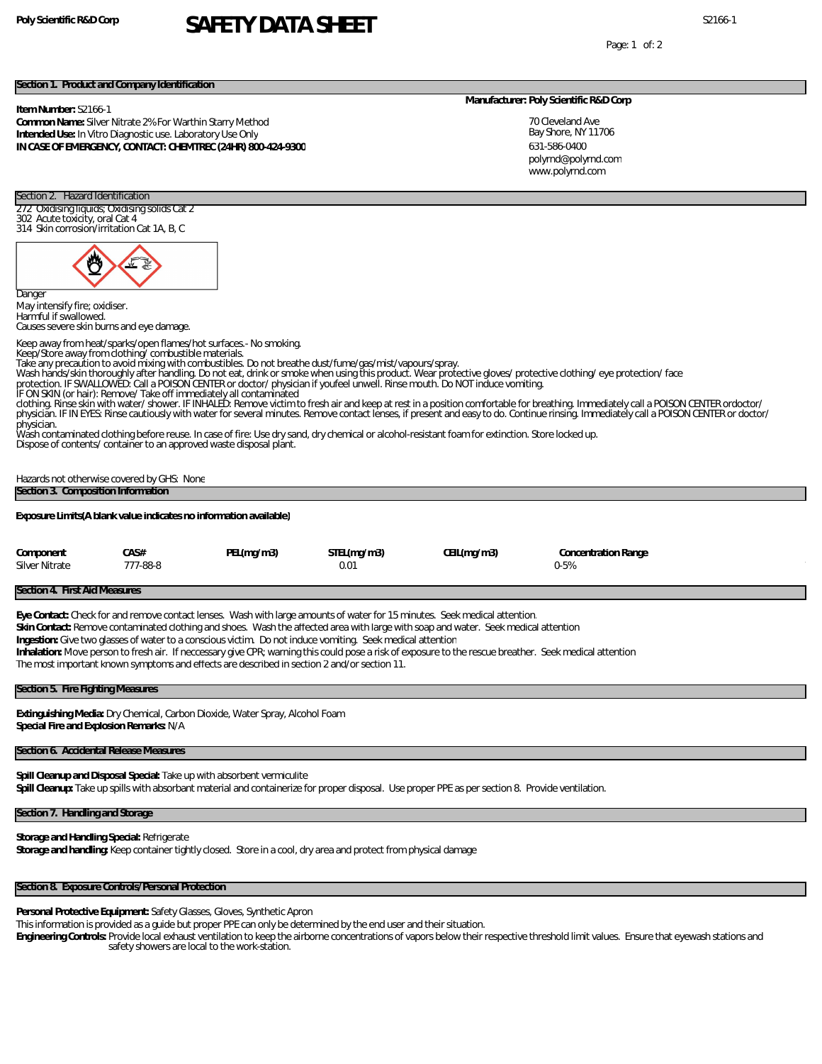Poly Scientific R&D Corp

# SAFETY DATA SHEET

S2166-1

## Section 1. Product and Company Identification

**Item Number:** S2166-1
**Common Name:** Silver Nitrate 2% For Warthin Starry Method
**Intended Use:** In Vitro Diagnostic use. Laboratory Use Only
**IN CASE OF EMERGENCY, CONTACT: CHEMTREC (24HR) 800-424-9300**

**Manufacturer: Poly Scientific R&D Corp**

70 Cleveland Ave
Bay Shore, NY 11706
631-586-0400
polyrnd@polyrnd.com
www.polyrnd.com

## Section 2. Hazard Identification

272 Oxidising liquids; Oxidising solids Cat 2
302 Acute toxicity, oral Cat 4
314 Skin corrosion/irritation Cat 1A, B, C

Danger
May intensify fire; oxidiser.
Harmful if swallowed.
Causes severe skin burns and eye damage.

Keep away from heat/sparks/open flames/hot surfaces.- No smoking.
Keep/Store away from clothing/ combustible materials.
Take any precaution to avoid mixing with combustibles. Do not breathe dust/fume/gas/mist/vapours/spray.
Wash hands/skin thoroughly after handling. Do not eat, drink or smoke when using this product. Wear protective gloves/ protective clothing/ eye protection/ face protection. IF SWALLOWED: Call a POISON CENTER or doctor/ physician if youfeel unwell. Rinse mouth. Do NOT induce vomiting.
IF ON SKIN (or hair): Remove/ Take off immediately all contaminated clothing. Rinse skin with water/ shower. IF INHALED: Remove victim to fresh air and keep at rest in a position comfortable for breathing. Immediately call a POISON CENTER ordoctor/ physician. IF IN EYES: Rinse cautiously with water for several minutes. Remove contact lenses, if present and easy to do. Continue rinsing. Immediately call a POISON CENTER or doctor/ physician.
Wash contaminated clothing before reuse. In case of fire: Use dry sand, dry chemical or alcohol-resistant foam for extinction. Store locked up.
Dispose of contents/ container to an approved waste disposal plant.

Hazards not otherwise covered by GHS: None

## Section 3. Composition Information

**Exposure Limits(A blank value indicates no information available)**

| Component | CAS# | PEL(mg/m3) | STEL(mg/m3) | CEIL(mg/m3) | Concentration Range |
|---|---|---|---|---|---|
| Silver Nitrate | 777-88-8 | | 0.01 | | 0-5% |

## Section 4. First Aid Measures

**Eye Contact:** Check for and remove contact lenses. Wash with large amounts of water for 15 minutes. Seek medical attention.
**Skin Contact:** Remove contaminated clothing and shoes. Wash the affected area with large with soap and water. Seek medical attention
**Ingestion:** Give two glasses of water to a conscious victim. Do not induce vomiting. Seek medical attention
**Inhalation:** Move person to fresh air. If neccessary give CPR; warning this could pose a risk of exposure to the rescue breather. Seek medical attention
The most important known symptoms and effects are described in section 2 and/or section 11.

## Section 5. Fire Fighting Measures

**Extinguishing Media:** Dry Chemical, Carbon Dioxide, Water Spray, Alcohol Foam
**Special Fire and Explosion Remarks:** N/A

## Section 6. Accidental Release Measures

**Spill Cleanup and Disposal Special:** Take up with absorbent vermiculite
**Spill Cleanup:** Take up spills with absorbant material and containerize for proper disposal. Use proper PPE as per section 8. Provide ventilation.

## Section 7. Handling and Storage

**Storage and Handling Special:** Refrigerate
**Storage and handling:** Keep container tightly closed. Store in a cool, dry area and protect from physical damage

## Section 8. Exposure Controls/Personal Protection

**Personal Protective Equipment:** Safety Glasses, Gloves, Synthetic Apron
This information is provided as a guide but proper PPE can only be determined by the end user and their situation.
**Engineering Controls:** Provide local exhaust ventilation to keep the airborne concentrations of vapors below their respective threshold limit values. Ensure that eyewash stations and safety showers are local to the work-station.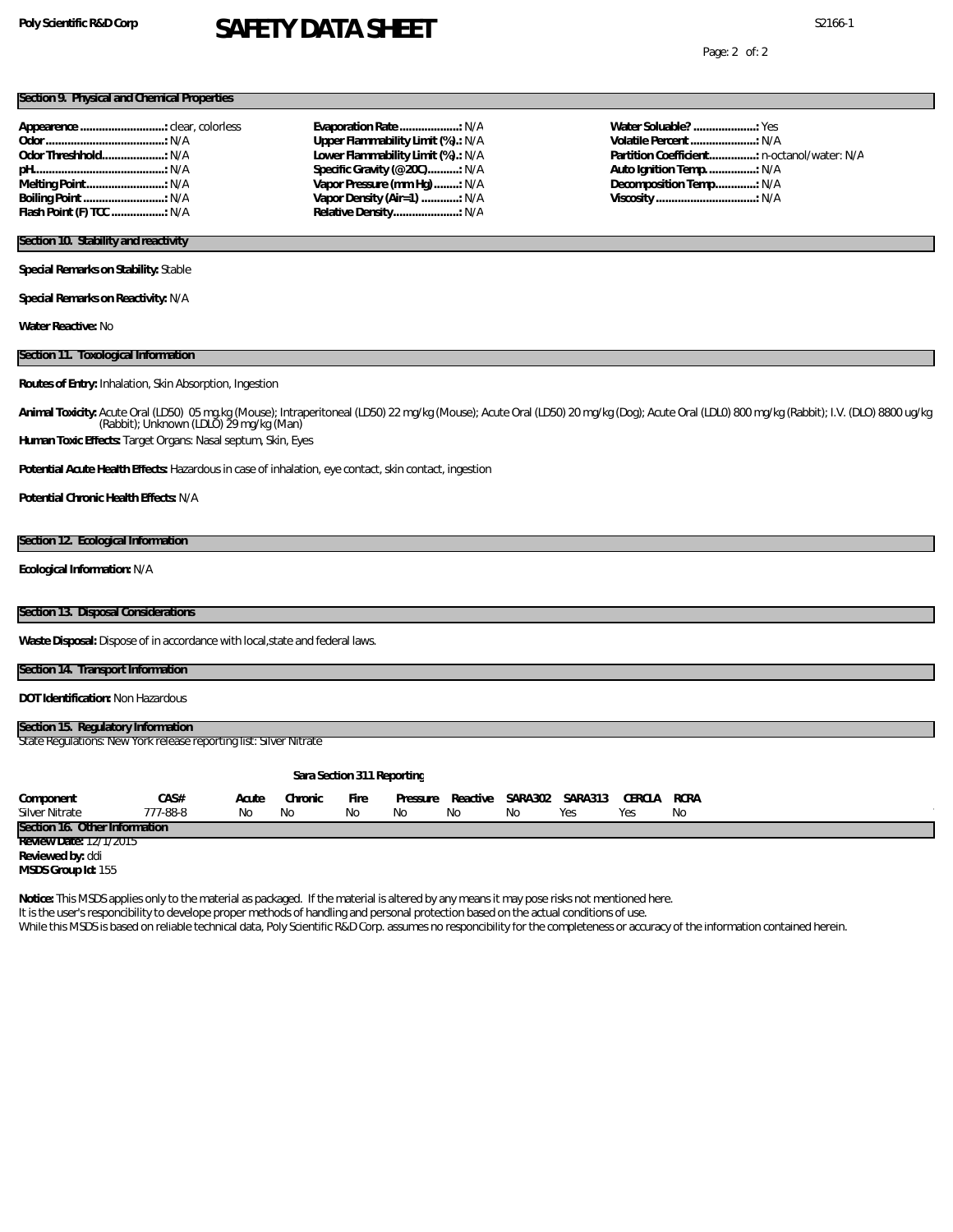**Poly Scientific R&D Corp** — **SAFETY DATA SHEET** — S2166-1

## Section 9. Physical and Chemical Properties

**Appearence ..........................:** clear, colorless
**Odor.....................................:** N/A
**Odor Threshhold....................:** N/A
**pH.........................................:** N/A
**Melting Point.........................:** N/A
**Boiling Point..........................:** N/A
**Flash Point (F) TCC.................:** N/A

**Evaporation Rate...................:** N/A
**Upper Flammability Limit (%)..:** N/A
**Lower Flammability Limit (%)..:** N/A
**Specific Gravity (@20C)..........:** N/A
**Vapor Pressure (mm Hg)........:** N/A
**Vapor Density (Air=1) ............:** N/A
**Relative Density.....................:** N/A

**Water Soluable? ....................:** Yes
**Volatile Percent .....................:** N/A
**Partition Coefficient...............:** n-octanol/water: N/A
**Auto Ignition Temp. ...............:** N/A
**Decomposition Temp.............:** N/A
**Viscosity ................................:** N/A

## Section 10. Stability and reactivity

**Special Remarks on Stability:** Stable

**Special Remarks on Reactivity:** N/A

**Water Reactive:** No

## Section 11. Toxological Information

**Routes of Entry:** Inhalation, Skin Absorption, Ingestion

**Animal Toxicity:** Acute Oral (LD50) 05 mg.kg (Mouse); Intraperitoneal (LD50) 22 mg/kg (Mouse); Acute Oral (LD50) 20 mg/kg (Dog); Acute Oral (LDL0) 800 mg/kg (Rabbit); I.V. (DLO) 8800 ug/kg (Rabbit); Unknown (LDLO) 29 mg/kg (Man)

**Human Toxic Effects:** Target Organs: Nasal septum, Skin, Eyes

**Potential Acute Health Effects:** Hazardous in case of inhalation, eye contact, skin contact, ingestion

**Potential Chronic Health Effects:** N/A

## Section 12. Ecological Information

**Ecological Information:** N/A

## Section 13. Disposal Considerations

**Waste Disposal:** Dispose of in accordance with local,state and federal laws.

## Section 14. Transport Information

**DOT Identification:** Non Hazardous

## Section 15. Regulatory Information

State Regulations: New York release reporting list: Silver Nitrate

**Sara Section 311 Reporting**

| Component | CAS# | Acute | Chronic | Fire | Pressure | Reactive | SARA302 | SARA313 | CERCLA | RCRA |
|---|---|---|---|---|---|---|---|---|---|---|
| Silver Nitrate | 777-88-8 | No | No | No | No | No | No | Yes | Yes | No |

## Section 16. Other Information

**Review Date:** 12/1/2015
**Reviewed by:** ddi
**MSDS Group Id:** 155

**Notice:** This MSDS applies only to the material as packaged. If the material is altered by any means it may pose risks not mentioned here.
It is the user's responcibility to develope proper methods of handling and personal protection based on the actual conditions of use.
While this MSDS is based on reliable technical data, Poly Scientific R&D Corp. assumes no responcibility for the completeness or accuracy of the information contained herein.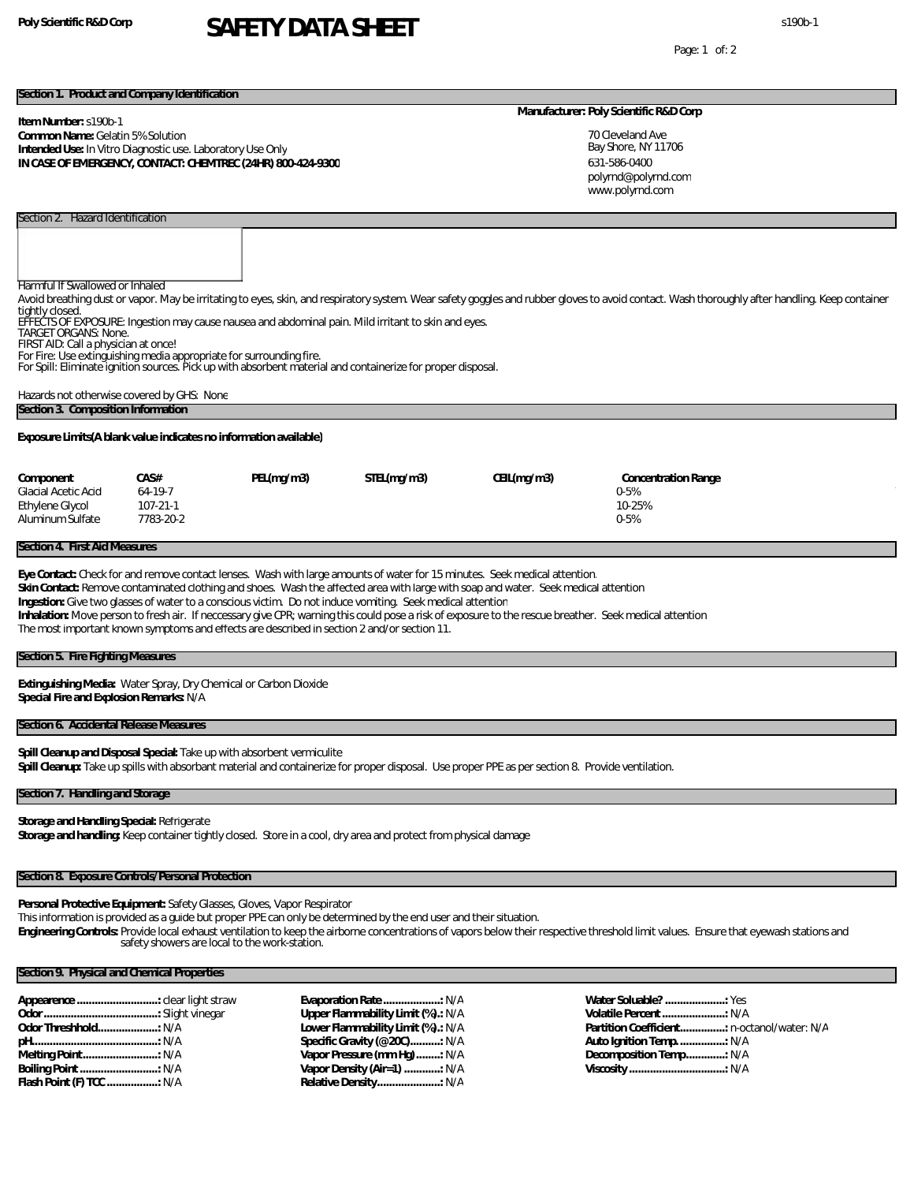# SAFETY DATA SHEET

s190b-1

## Section 1. Product and Company Identification

**Item Number:** s190b-1
**Common Name:** Gelatin 5% Solution
**Intended Use:** In Vitro Diagnostic use. Laboratory Use Only
**IN CASE OF EMERGENCY, CONTACT: CHEMTREC (24HR) 800-424-9300**

**Manufacturer: Poly Scientific R&D Corp**

70 Cleveland Ave
Bay Shore, NY 11706
631-586-0400
polyrnd@polyrnd.com
www.polyrnd.com

## Section 2. Hazard Identification

Harmful If Swallowed or Inhaled

Avoid breathing dust or vapor. May be irritating to eyes, skin, and respiratory system. Wear safety goggles and rubber gloves to avoid contact. Wash thoroughly after handling. Keep container tightly closed.
EFFECTS OF EXPOSURE: Ingestion may cause nausea and abdominal pain. Mild irritant to skin and eyes.
TARGET ORGANS: None.
FIRST AID: Call a physician at once!
For Fire: Use extinguishing media appropriate for surrounding fire.
For Spill: Eliminate ignition sources. Pick up with absorbent material and containerize for proper disposal.

Hazards not otherwise covered by GHS: None

## Section 3. Composition Information

**Exposure Limits(A blank value indicates no information available)**

| Component | CAS# | PEL(mg/m3) | STEL(mg/m3) | CEIL(mg/m3) | Concentration Range |
|---|---|---|---|---|---|
| Glacial Acetic Acid | 64-19-7 | | | | 0-5% |
| Ethylene Glycol | 107-21-1 | | | | 10-25% |
| Aluminum Sulfate | 7783-20-2 | | | | 0-5% |

## Section 4. First Aid Measures

**Eye Contact:** Check for and remove contact lenses. Wash with large amounts of water for 15 minutes. Seek medical attention.
**Skin Contact:** Remove contaminated clothing and shoes. Wash the affected area with large with soap and water. Seek medical attention
**Ingestion:** Give two glasses of water to a conscious victim. Do not induce vomiting. Seek medical attention
**Inhalation:** Move person to fresh air. If neccessary give CPR; warning this could pose a risk of exposure to the rescue breather. Seek medical attention
The most important known symptoms and effects are described in section 2 and/or section 11.

## Section 5. Fire Fighting Measures

**Extinguishing Media:** Water Spray, Dry Chemical or Carbon Dioxide
**Special Fire and Explosion Remarks:** N/A

## Section 6. Accidental Release Measures

**Spill Cleanup and Disposal Special:** Take up with absorbent vermiculite
**Spill Cleanup:** Take up spills with absorbant material and containerize for proper disposal. Use proper PPE as per section 8. Provide ventilation.

## Section 7. Handling and Storage

**Storage and Handling Special:** Refrigerate
**Storage and handling:** Keep container tightly closed. Store in a cool, dry area and protect from physical damage

## Section 8. Exposure Controls/Personal Protection

**Personal Protective Equipment:** Safety Glasses, Gloves, Vapor Respirator
This information is provided as a guide but proper PPE can only be determined by the end user and their situation.
**Engineering Controls:** Provide local exhaust ventilation to keep the airborne concentrations of vapors below their respective threshold limit values. Ensure that eyewash stations and safety showers are local to the work-station.

## Section 9. Physical and Chemical Properties

**Appearence** ...........................: clear light straw
**Odor** ......................................: Slight vinegar
**Odor Threshhold**....................: N/A
**pH**..........................................: N/A
**Melting Point**.........................: N/A
**Boiling Point** ..........................: N/A
**Flash Point (F) TCC** .................: N/A
**Evaporation Rate** ...................: N/A
**Upper Flammability Limit (%)**.: N/A
**Lower Flammability Limit (%)**.: N/A
**Specific Gravity (@20C)**..........: N/A
**Vapor Pressure (mm Hg)** ........: N/A
**Vapor Density (Air=1)** ............: N/A
**Relative Density**.....................: N/A
**Water Soluable?** ....................: Yes
**Volatile Percent** .....................: N/A
**Partition Coefficient**................: n-octanol/water: N/A
**Auto Ignition Temp.** ................: N/A
**Decomposition Temp.**............: N/A
**Viscosity** ................................: N/A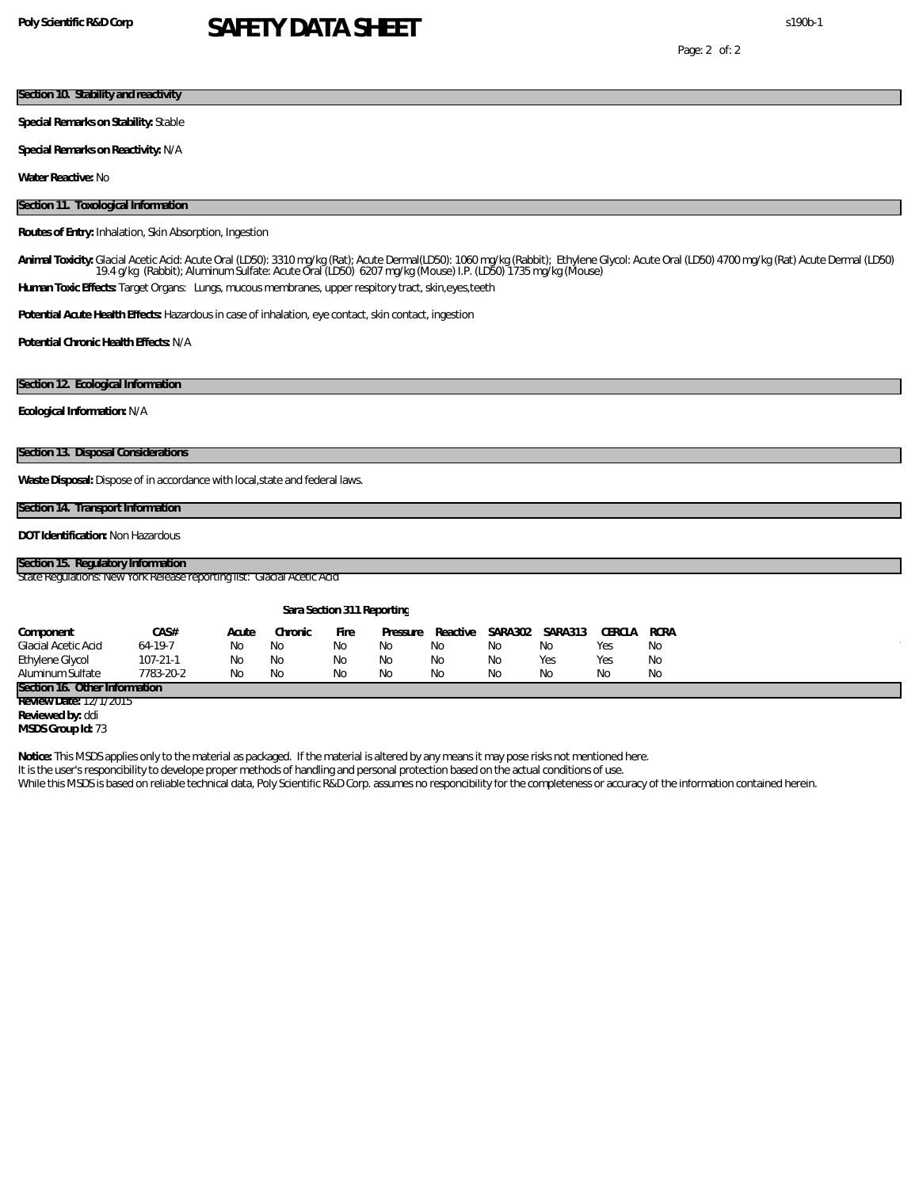## Section 10. Stability and reactivity

**Special Remarks on Stability:** Stable

**Special Remarks on Reactivity:** N/A

**Water Reactive:** No

## Section 11. Toxological Information

**Routes of Entry:** Inhalation, Skin Absorption, Ingestion

**Animal Toxicity:** Glacial Acetic Acid: Acute Oral (LD50): 3310 mg/kg (Rat); Acute Dermal(LD50): 1060 mg/kg (Rabbit); Ethylene Glycol: Acute Oral (LD50) 4700 mg/kg (Rat) Acute Dermal (LD50) 19.4 g/kg (Rabbit); Aluminum Sulfate: Acute Oral (LD50) 6207 mg/kg (Mouse) I.P. (LD50) 1735 mg/kg (Mouse)

**Human Toxic Effects:** Target Organs: Lungs, mucous membranes, upper respitory tract, skin,eyes,teeth

**Potential Acute Health Effects:** Hazardous in case of inhalation, eye contact, skin contact, ingestion

**Potential Chronic Health Effects:** N/A

## Section 12. Ecological Information

**Ecological Information:** N/A

## Section 13. Disposal Considerations

**Waste Disposal:** Dispose of in accordance with local,state and federal laws.

## Section 14. Transport Information

**DOT Identification:** Non Hazardous

## Section 15. Regulatory Information

State Regulations: New York Release reporting list: Glacial Acetic Acid

**Sara Section 311 Reporting**

| Component | CAS# | Acute | Chronic | Fire | Pressure | Reactive | SARA302 | SARA313 | CERCLA | RCRA |
|---|---|---|---|---|---|---|---|---|---|---|
| Glacial Acetic Acid | 64-19-7 | No | No | No | No | No | No | No | Yes | No |
| Ethylene Glycol | 107-21-1 | No | No | No | No | No | No | Yes | Yes | No |
| Aluminum Sulfate | 7783-20-2 | No | No | No | No | No | No | No | No | No |

## Section 16. Other Information

**Review Date:** 12/1/2015
**Reviewed by:** ddi
**MSDS Group Id:** 73

**Notice:** This MSDS applies only to the material as packaged. If the material is altered by any means it may pose risks not mentioned here.
It is the user's responcibility to develope proper methods of handling and personal protection based on the actual conditions of use.
While this MSDS is based on reliable technical data, Poly Scientific R&D Corp. assumes no responcibility for the completeness or accuracy of the information contained herein.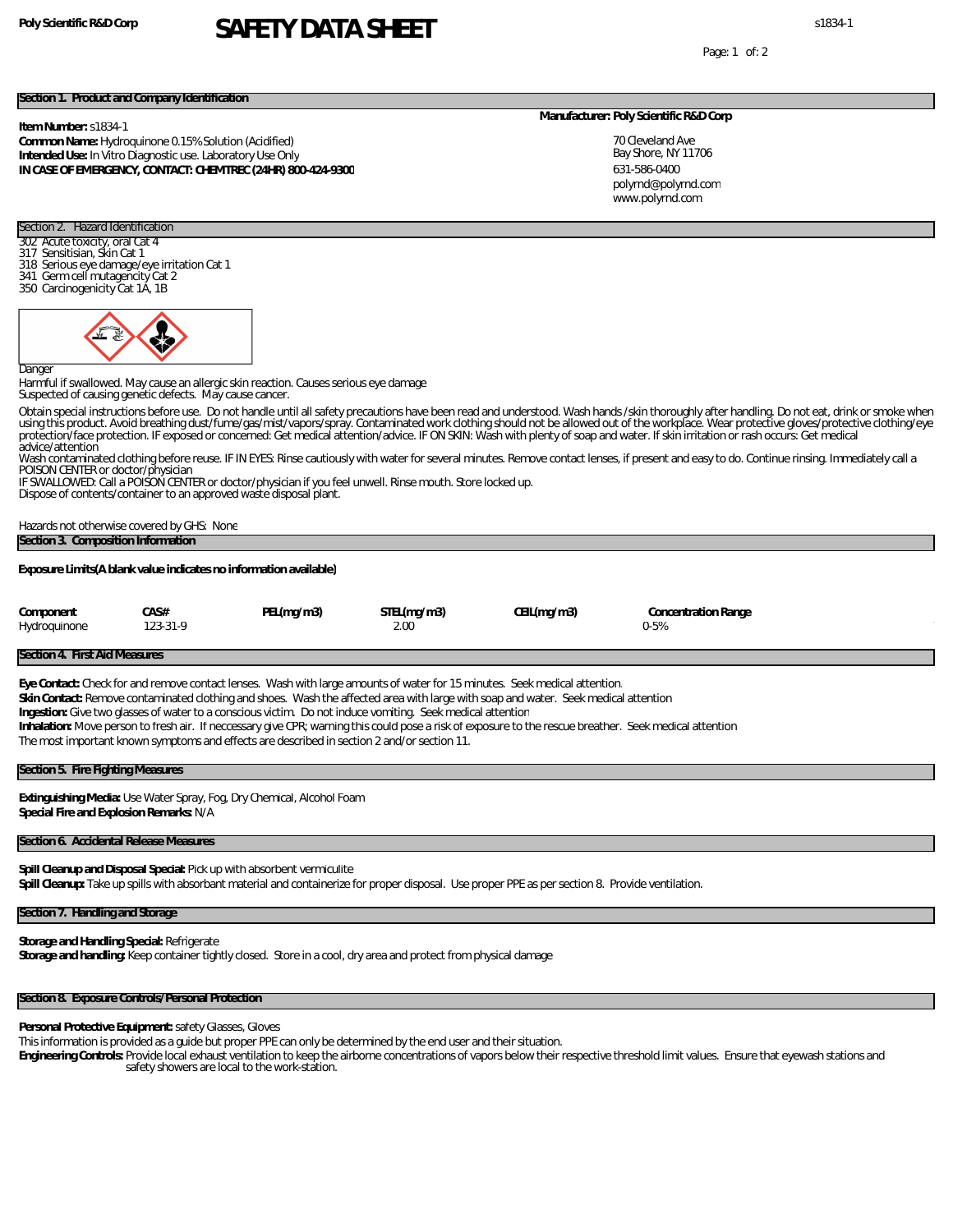**Poly Scientific R&D Corp**

# SAFETY DATA SHEET

s1834-1

## Section 1. Product and Company Identification

**Item Number:** s1834-1
**Common Name:** Hydroquinone 0.15% Solution (Acidified)
**Intended Use:** In Vitro Diagnostic use. Laboratory Use Only
**IN CASE OF EMERGENCY, CONTACT: CHEMTREC (24HR) 800-424-9300**

**Manufacturer: Poly Scientific R&D Corp**

70 Cleveland Ave
Bay Shore, NY 11706
631-586-0400
polyrnd@polyrnd.com
www.polyrnd.com

## Section 2. Hazard Identification

302 Acute toxicity, oral Cat 4
317 Sensitisian, Skin Cat 1
318 Serious eye damage/eye irritation Cat 1
341 Germ cell mutagencity Cat 2
350 Carcinogenicity Cat 1A, 1B

Danger
Harmful if swallowed. May cause an allergic skin reaction. Causes serious eye damage
Suspected of causing genetic defects. May cause cancer.

Obtain special instructions before use. Do not handle until all safety precautions have been read and understood. Wash hands /skin thoroughly after handling. Do not eat, drink or smoke when using this product. Avoid breathing dust/fume/gas/mist/vapors/spray. Contaminated work clothing should not be allowed out of the workplace. Wear protective gloves/protective clothing/eye protection/face protection. IF exposed or concerned: Get medical attention/advice. IF ON SKIN: Wash with plenty of soap and water. If skin irritation or rash occurs: Get medical advice/attention
Wash contaminated clothing before reuse. IF IN EYES: Rinse cautiously with water for several minutes. Remove contact lenses, if present and easy to do. Continue rinsing. Immediately call a POISON CENTER or doctor/physician
IF SWALLOWED: Call a POISON CENTER or doctor/physician if you feel unwell. Rinse mouth. Store locked up.
Dispose of contents/container to an approved waste disposal plant.

Hazards not otherwise covered by GHS: None

## Section 3. Composition Information

**Exposure Limits(A blank value indicates no information available)**

| Component | CAS# | PEL(mg/m3) | STEL(mg/m3) | CEIL(mg/m3) | Concentration Range |
|---|---|---|---|---|---|
| Hydroquinone | 123-31-9 | | 2.00 | | 0-5% |

## Section 4. First Aid Measures

**Eye Contact:** Check for and remove contact lenses. Wash with large amounts of water for 15 minutes. Seek medical attention.
**Skin Contact:** Remove contaminated clothing and shoes. Wash the affected area with large with soap and water. Seek medical attention
**Ingestion:** Give two glasses of water to a conscious victim. Do not induce vomiting. Seek medical attention
**Inhalation:** Move person to fresh air. If neccessary give CPR; warning this could pose a risk of exposure to the rescue breather. Seek medical attention
The most important known symptoms and effects are described in section 2 and/or section 11.

## Section 5. Fire Fighting Measures

**Extinguishing Media:** Use Water Spray, Fog, Dry Chemical, Alcohol Foam
**Special Fire and Explosion Remarks:** N/A

## Section 6. Accidental Release Measures

**Spill Cleanup and Disposal Special:** Pick up with absorbent vermiculite
**Spill Cleanup:** Take up spills with absorbant material and containerize for proper disposal. Use proper PPE as per section 8. Provide ventilation.

## Section 7. Handling and Storage

**Storage and Handling Special:** Refrigerate
**Storage and handling:** Keep container tightly closed. Store in a cool, dry area and protect from physical damage

## Section 8. Exposure Controls/Personal Protection

**Personal Protective Equipment:** safety Glasses, Gloves
This information is provided as a guide but proper PPE can only be determined by the end user and their situation.
**Engineering Controls:** Provide local exhaust ventilation to keep the airborne concentrations of vapors below their respective threshold limit values. Ensure that eyewash stations and safety showers are local to the work-station.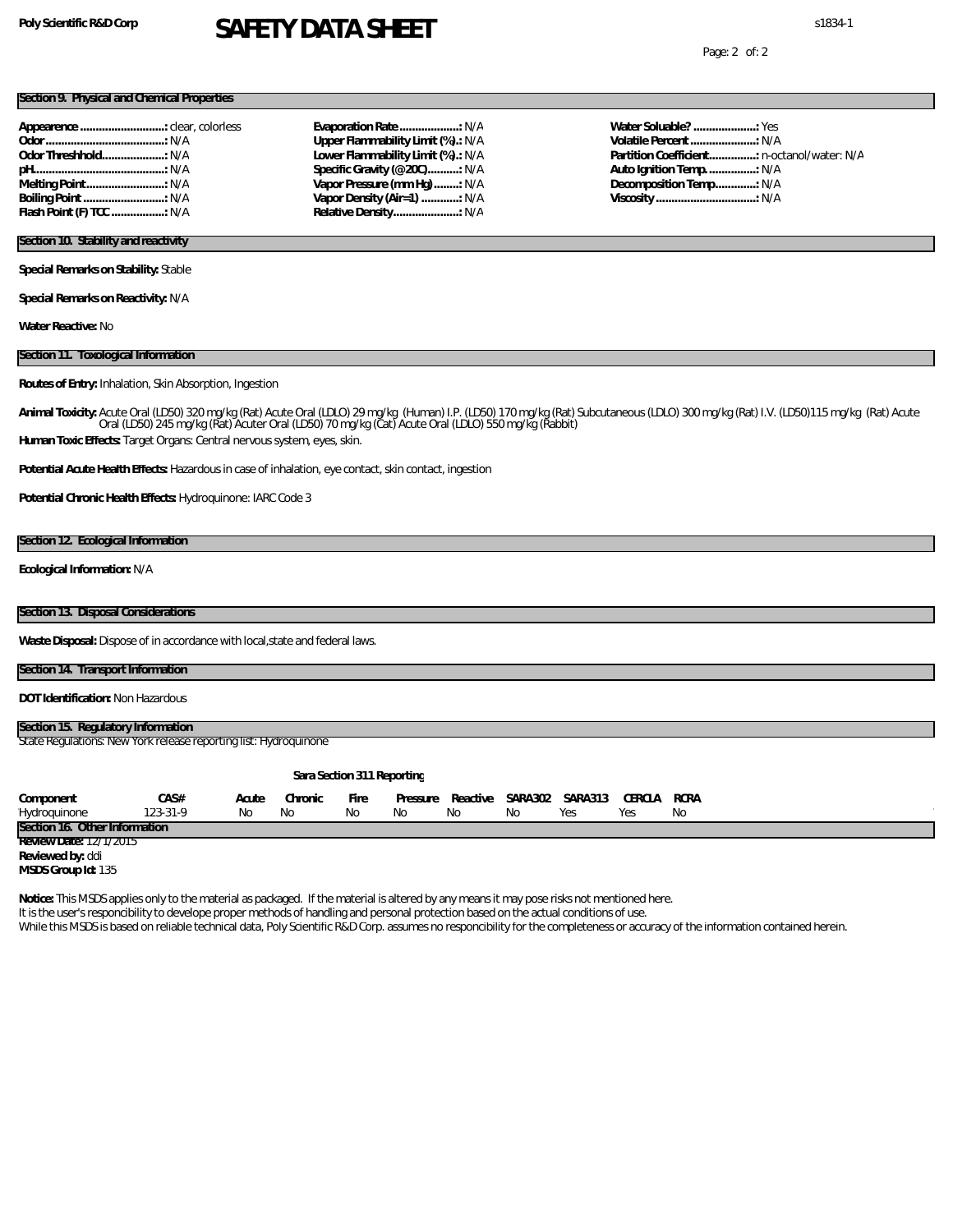## Section 9. Physical and Chemical Properties

**Appearence ..........................:** clear, colorless
**Odor......................................:** N/A
**Odor Threshhold....................:** N/A
**pH.........................................:** N/A
**Melting Point.........................:** N/A
**Boiling Point ..........................:** N/A
**Flash Point (F) TCC .................:** N/A

**Evaporation Rate ...................:** N/A
**Upper Flammability Limit (%)..:** N/A
**Lower Flammability Limit (%)..:** N/A
**Specific Gravity (@20C)..........:** N/A
**Vapor Pressure (mm Hg) ........:** N/A
**Vapor Density (Air=1) ............:** N/A
**Relative Density.....................:** N/A

**Water Soluable? ....................:** Yes
**Volatile Percent .....................:** N/A
**Partition Coefficient...............:** n-octanol/water: N/A
**Auto Ignition Temp. ...............:** N/A
**Decomposition Temp.............:** N/A
**Viscosity ................................:** N/A

## Section 10. Stability and reactivity

**Special Remarks on Stability:** Stable

**Special Remarks on Reactivity:** N/A

**Water Reactive:** No

## Section 11. Toxological Information

**Routes of Entry:** Inhalation, Skin Absorption, Ingestion

**Animal Toxicity:** Acute Oral (LD50) 320 mg/kg (Rat) Acute Oral (LDLO) 29 mg/kg (Human) I.P. (LD50) 170 mg/kg (Rat) Subcutaneous (LDLO) 300 mg/kg (Rat) I.V. (LD50)115 mg/kg (Rat) Acute Oral (LD50) 245 mg/kg (Rat) Acuter Oral (LD50) 70 mg/kg (Cat) Acute Oral (LDLO) 550 mg/kg (Rabbit)

**Human Toxic Effects:** Target Organs: Central nervous system, eyes, skin.

**Potential Acute Health Effects:** Hazardous in case of inhalation, eye contact, skin contact, ingestion

**Potential Chronic Health Effects:** Hydroquinone: IARC Code 3

## Section 12. Ecological Information

**Ecological Information:** N/A

## Section 13. Disposal Considerations

**Waste Disposal:** Dispose of in accordance with local,state and federal laws.

## Section 14. Transport Information

**DOT Identification:** Non Hazardous

## Section 15. Regulatory Information

State Regulations: New York release reporting list: Hydroquinone

**Sara Section 311 Reporting**

| Component | CAS# | Acute | Chronic | Fire | Pressure | Reactive | SARA302 | SARA313 | CERCLA | RCRA |
|---|---|---|---|---|---|---|---|---|---|---|
| Hydroquinone | 123-31-9 | No | No | No | No | No | No | Yes | Yes | No |

## Section 16. Other Information

**Review Date:** 12/1/2015
**Reviewed by:** ddi
**MSDS Group Id:** 135

**Notice:** This MSDS applies only to the material as packaged. If the material is altered by any means it may pose risks not mentioned here.
It is the user's responcibility to develope proper methods of handling and personal protection based on the actual conditions of use.
While this MSDS is based on reliable technical data, Poly Scientific R&D Corp. assumes no responcibility for the completeness or accuracy of the information contained herein.